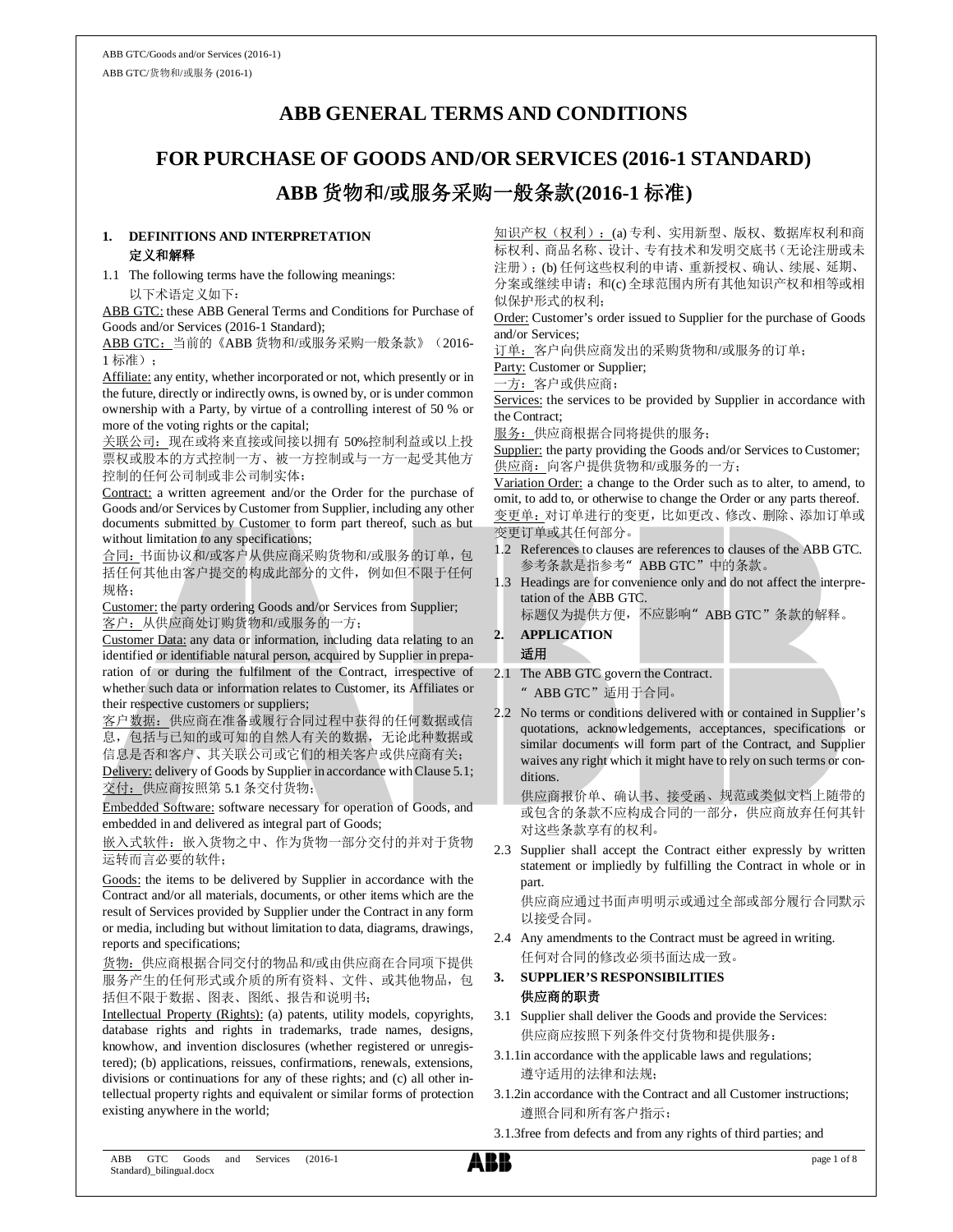# ABB GENERAL TERMS AND CONDITIONS

# FOR PURCHASE OF GOODS AND/OR SERVICES (2016-1 STANDARD)

# ABB 货物和/或服务采购一般条款(2016-1 标准)

## 1. DEFINITIONS AND INTERPRETATION
## 定义和解释

1.1 The following terms have the following meanings:
以下术语定义如下：

ABB GTC: these ABB General Terms and Conditions for Purchase of Goods and/or Services (2016-1 Standard);
ABB GTC：当前的《ABB 货物和/或服务采购一般条款》（2016-1 标准）；

Affiliate: any entity, whether incorporated or not, which presently or in the future, directly or indirectly owns, is owned by, or is under common ownership with a Party, by virtue of a controlling interest of 50 % or more of the voting rights or the capital;
关联公司：现在或将来直接或间接以拥有 50%控制利益或以上投票权或股本的方式控制一方、被一方控制或与一方一起受其他方控制的任何公司制或非公司制实体；

Contract: a written agreement and/or the Order for the purchase of Goods and/or Services by Customer from Supplier, including any other documents submitted by Customer to form part thereof, such as but without limitation to any specifications;
合同：书面协议和/或客户从供应商采购货物和/或服务的订单，包括任何其他由客户提交的构成此部分的文件，例如但不限于任何规格；

Customer: the party ordering Goods and/or Services from Supplier;
客户：从供应商处订购货物和/或服务的一方；

Customer Data: any data or information, including data relating to an identified or identifiable natural person, acquired by Supplier in preparation of or during the fulfilment of the Contract, irrespective of whether such data or information relates to Customer, its Affiliates or their respective customers or suppliers;
客户数据：供应商在准备或履行合同过程中获得的任何数据或信息，包括与已知的或可知的自然人有关的数据，无论此种数据或信息是否和客户、其关联公司或它们的相关客户或供应商有关；

Delivery: delivery of Goods by Supplier in accordance with Clause 5.1;
交付：供应商按照第 5.1 条交付货物；

Embedded Software: software necessary for operation of Goods, and embedded in and delivered as integral part of Goods;
嵌入式软件：嵌入货物之中、作为货物一部分交付的并对于货物运转而言必要的软件；

Goods: the items to be delivered by Supplier in accordance with the Contract and/or all materials, documents, or other items which are the result of Services provided by Supplier under the Contract in any form or media, including but without limitation to data, diagrams, drawings, reports and specifications;
货物：供应商根据合同交付的物品和/或由供应商在合同项下提供服务产生的任何形式或介质的所有资料、文件、或其他物品，包括但不限于数据、图表、图纸、报告和说明书；

Intellectual Property (Rights): (a) patents, utility models, copyrights, database rights and rights in trademarks, trade names, designs, knowhow, and invention disclosures (whether registered or unregistered); (b) applications, reissues, confirmations, renewals, extensions, divisions or continuations for any of these rights; and (c) all other intellectual property rights and equivalent or similar forms of protection existing anywhere in the world;
知识产权（权利）：(a) 专利、实用新型、版权、数据库权利和商标权利、商品名称、设计、专有技术和发明交底书（无论注册或未注册）；(b) 任何这些权利的申请、重新授权、确认、续展、延期、分案或继续申请；和(c) 全球范围内所有其他知识产权和相等或相似保护形式的权利；

Order: Customer's order issued to Supplier for the purchase of Goods and/or Services;
订单：客户向供应商发出的采购货物和/或服务的订单；

Party: Customer or Supplier;
一方：客户或供应商；

Services: the services to be provided by Supplier in accordance with the Contract;
服务：供应商根据合同将提供的服务；

Supplier: the party providing the Goods and/or Services to Customer;
供应商：向客户提供货物和/或服务的一方；

Variation Order: a change to the Order such as to alter, to amend, to omit, to add to, or otherwise to change the Order or any parts thereof.
变更单：对订单进行的变更，比如更改、修改、删除、添加订单或变更订单或其任何部分。

1.2 References to clauses are references to clauses of the ABB GTC.
参考条款是指参考" ABB GTC"中的条款。

1.3 Headings are for convenience only and do not affect the interpretation of the ABB GTC.
标题仅为提供方便，不应影响" ABB GTC"条款的解释。

## 2. APPLICATION
## 适用

2.1 The ABB GTC govern the Contract.
" ABB GTC"适用于合同。

2.2 No terms or conditions delivered with or contained in Supplier's quotations, acknowledgements, acceptances, specifications or similar documents will form part of the Contract, and Supplier waives any right which it might have to rely on such terms or conditions.
供应商报价单、确认书、接受函、规范或类似文档上随带的或包含的条款不应构成合同的一部分，供应商放弃任何其针对这些条款享有的权利。

2.3 Supplier shall accept the Contract either expressly by written statement or impliedly by fulfilling the Contract in whole or in part.
供应商应通过书面声明明示或通过全部或部分履行合同默示以接受合同。

2.4 Any amendments to the Contract must be agreed in writing.
任何对合同的修改必须书面达成一致。

## 3. SUPPLIER'S RESPONSIBILITIES
## 供应商的职责

3.1 Supplier shall deliver the Goods and provide the Services:
供应商应按照下列条件交付货物和提供服务：

3.1.1 in accordance with the applicable laws and regulations;
遵守适用的法律和法规；

3.1.2 in accordance with the Contract and all Customer instructions;
遵照合同和所有客户指示；

3.1.3 free from defects and from any rights of third parties; and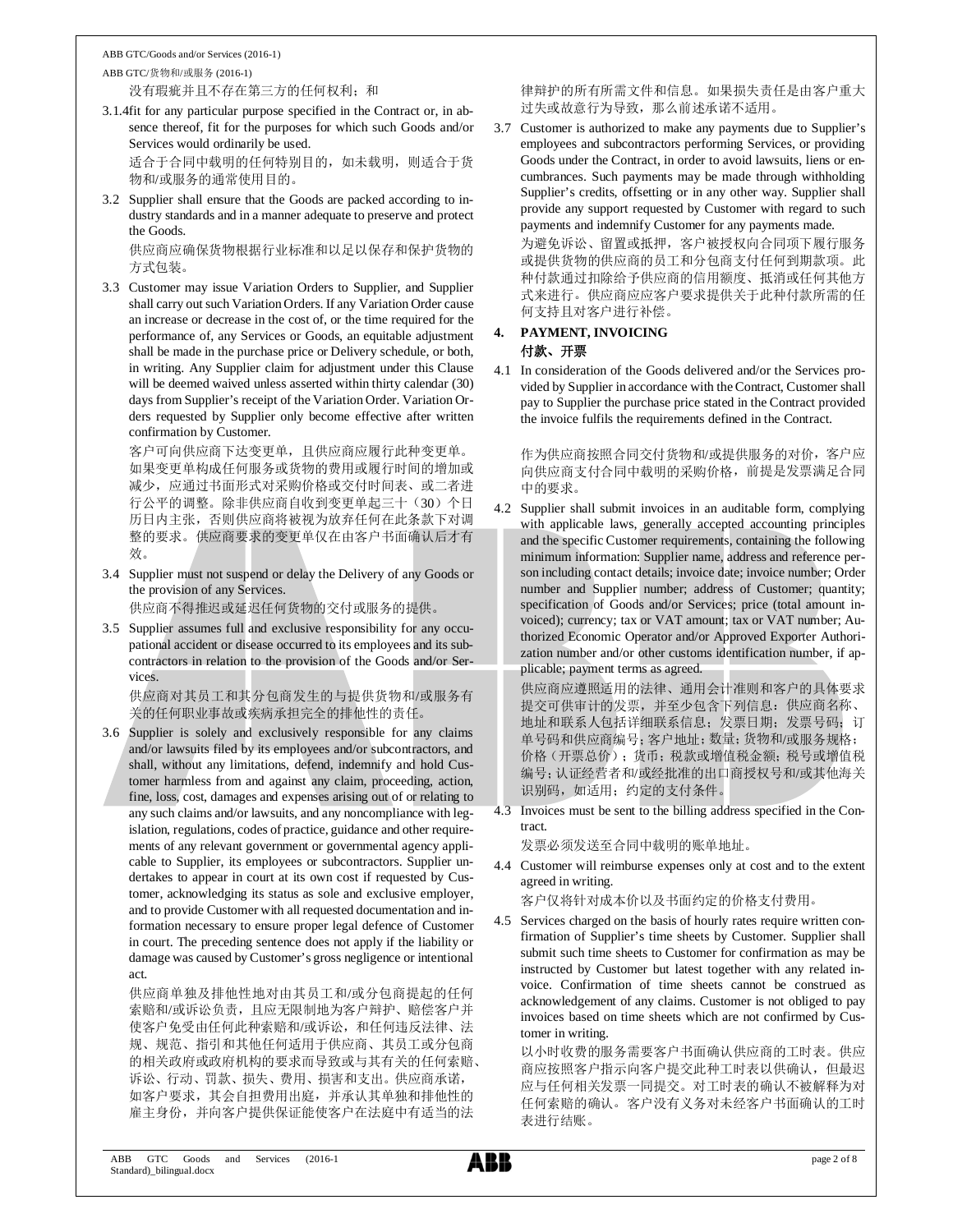没有瑕疵并且不存在第三方的任何权利；和

3.1.4 fit for any particular purpose specified in the Contract or, in absence thereof, fit for the purposes for which such Goods and/or Services would ordinarily be used.
适合于合同中载明的任何特别目的，如未载明，则适合于货物和/或服务的通常使用目的。

3.2 Supplier shall ensure that the Goods are packed according to industry standards and in a manner adequate to preserve and protect the Goods.
供应商应确保货物根据行业标准和以足以保存和保护货物的方式包装。

3.3 Customer may issue Variation Orders to Supplier, and Supplier shall carry out such Variation Orders. If any Variation Order cause an increase or decrease in the cost of, or the time required for the performance of, any Services or Goods, an equitable adjustment shall be made in the purchase price or Delivery schedule, or both, in writing. Any Supplier claim for adjustment under this Clause will be deemed waived unless asserted within thirty calendar (30) days from Supplier's receipt of the Variation Order. Variation Orders requested by Supplier only become effective after written confirmation by Customer.
客户可向供应商下达变更单，且供应商应履行此种变更单。如果变更单构成任何服务或货物的费用或履行时间的增加或减少，应通过书面形式对采购价格或交付时间表、或二者进行公平的调整。除非供应商自收到变更单起三十（30）个日历日内主张，否则供应商将被视为放弃任何在此条款下对调整的要求。供应商要求的变更单仅在由客户书面确认后才有效。

3.4 Supplier must not suspend or delay the Delivery of any Goods or the provision of any Services.
供应商不得推迟或延迟任何货物的交付或服务的提供。

3.5 Supplier assumes full and exclusive responsibility for any occupational accident or disease occurred to its employees and its subcontractors in relation to the provision of the Goods and/or Services.
供应商对其员工和其分包商发生的与提供货物和/或服务有关的任何职业事故或疾病承担完全的排他性的责任。

3.6 Supplier is solely and exclusively responsible for any claims and/or lawsuits filed by its employees and/or subcontractors, and shall, without any limitations, defend, indemnify and hold Customer harmless from and against any claim, proceeding, action, fine, loss, cost, damages and expenses arising out of or relating to any such claims and/or lawsuits, and any noncompliance with legislation, regulations, codes of practice, guidance and other requirements of any relevant government or governmental agency applicable to Supplier, its employees or subcontractors. Supplier undertakes to appear in court at its own cost if requested by Customer, acknowledging its status as sole and exclusive employer, and to provide Customer with all requested documentation and information necessary to ensure proper legal defence of Customer in court. The preceding sentence does not apply if the liability or damage was caused by Customer's gross negligence or intentional act.
供应商单独及排他性地对由其员工和/或分包商提起的任何索赔和/或诉讼负责，且应无限制地为客户辩护、赔偿客户并使客户免受由任何此种索赔和/或诉讼，和任何违反法律、法规、规范、指引和其他任何适用于供应商、其员工或分包商的相关政府或政府机构的要求而导致或与其有关的任何索赔、诉讼、行动、罚款、损失、费用、损害和支出。供应商承诺，如客户要求，其会自担费用出庭，并承认其单独和排他性的雇主身份，并向客户提供保证能使客户在法庭中有适当的法律辩护的所有所需文件和信息。如果损失责任是由客户重大过失或故意行为导致，那么前述承诺不适用。

3.7 Customer is authorized to make any payments due to Supplier's employees and subcontractors performing Services, or providing Goods under the Contract, in order to avoid lawsuits, liens or encumbrances. Such payments may be made through withholding Supplier's credits, offsetting or in any other way. Supplier shall provide any support requested by Customer with regard to such payments and indemnify Customer for any payments made.
为避免诉讼、留置或抵押，客户被授权向合同项下履行服务或提供货物的供应商的员工和分包商支付任何到期款项。此种付款通过扣除给予供应商的信用额度、抵消或任何其他方式来进行。供应商应应客户要求提供关于此种付款所需的任何支持且对客户进行补偿。

## 4. PAYMENT, INVOICING
## 付款、开票

4.1 In consideration of the Goods delivered and/or the Services provided by Supplier in accordance with the Contract, Customer shall pay to Supplier the purchase price stated in the Contract provided the invoice fulfils the requirements defined in the Contract.
作为供应商按照合同交付货物和/或提供服务的对价，客户应向供应商支付合同中载明的采购价格，前提是发票满足合同中的要求。

4.2 Supplier shall submit invoices in an auditable form, complying with applicable laws, generally accepted accounting principles and the specific Customer requirements, containing the following minimum information: Supplier name, address and reference person including contact details; invoice date; invoice number; Order number and Supplier number; address of Customer; quantity; specification of Goods and/or Services; price (total amount invoiced); currency; tax or VAT amount; tax or VAT number; Authorized Economic Operator and/or Approved Exporter Authorization number and/or other customs identification number, if applicable; payment terms as agreed.
供应商应遵照适用的法律、通用会计准则和客户的具体要求提交可供审计的发票，并至少包含下列信息：供应商名称、地址和联系人包括详细联系信息；发票日期；发票号码；订单号码和供应商编号；客户地址；数量；货物和/或服务规格；价格（开票总价）；货币；税款或增值税金额；税号或增值税编号；认证经营者和/或经批准的出口商授权号和/或其他海关识别码，如适用；约定的支付条件。

4.3 Invoices must be sent to the billing address specified in the Contract.
发票必须发送至合同中载明的账单地址。

4.4 Customer will reimburse expenses only at cost and to the extent agreed in writing.
客户仅将针对成本价以及书面约定的价格支付费用。

4.5 Services charged on the basis of hourly rates require written confirmation of Supplier's time sheets by Customer. Supplier shall submit such time sheets to Customer for confirmation as may be instructed by Customer but latest together with any related invoice. Confirmation of time sheets cannot be construed as acknowledgement of any claims. Customer is not obliged to pay invoices based on time sheets which are not confirmed by Customer in writing.
以小时收费的服务需要客户书面确认供应商的工时表。供应商应按照客户指示向客户提交此种工时表以供确认，但最迟应与任何相关发票一同提交。对工时表的确认不被解释为对任何索赔的确认。客户没有义务对未经客户书面确认的工时表进行结账。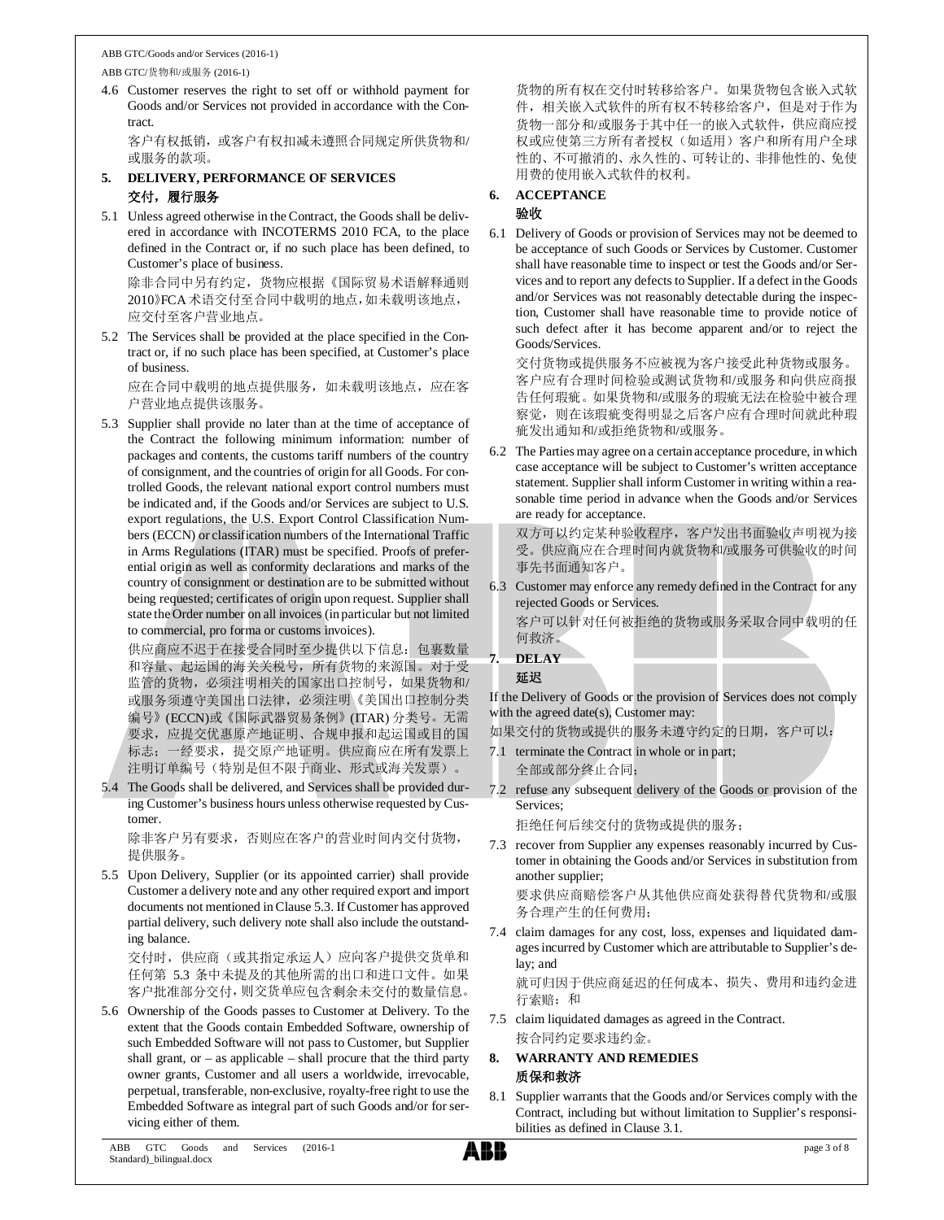4.6 Customer reserves the right to set off or withhold payment for Goods and/or Services not provided in accordance with the Contract.

客户有权抵销，或客户有权扣减未遵照合同规定所供货物和/或服务的款项。

## 5. DELIVERY, PERFORMANCE OF SERVICES
## 交付，履行服务

5.1 Unless agreed otherwise in the Contract, the Goods shall be delivered in accordance with INCOTERMS 2010 FCA, to the place defined in the Contract or, if no such place has been defined, to Customer's place of business.

除非合同中另有约定，货物应根据《国际贸易术语解释通则2010》FCA术语交付至合同中载明的地点，如未载明该地点，应交付至客户营业地点。

5.2 The Services shall be provided at the place specified in the Contract or, if no such place has been specified, at Customer's place of business.

应在合同中载明的地点提供服务，如未载明该地点，应在客户营业地点提供该服务。

5.3 Supplier shall provide no later than at the time of acceptance of the Contract the following minimum information: number of packages and contents, the customs tariff numbers of the country of consignment, and the countries of origin for all Goods. For controlled Goods, the relevant national export control numbers must be indicated and, if the Goods and/or Services are subject to U.S. export regulations, the U.S. Export Control Classification Numbers (ECCN) or classification numbers of the International Traffic in Arms Regulations (ITAR) must be specified. Proofs of preferential origin as well as conformity declarations and marks of the country of consignment or destination are to be submitted without being requested; certificates of origin upon request. Supplier shall state the Order number on all invoices (in particular but not limited to commercial, pro forma or customs invoices).

供应商应不迟于在接受合同时至少提供以下信息：包裹数量和容量、起运国的海关关税号，所有货物的来源国。对于受监管的货物，必须注明相关的国家出口控制号，如果货物和/或服务须遵守美国出口法律，必须注明《美国出口控制分类编号》(ECCN)或《国际武器贸易条例》(ITAR) 分类号。无需要求，应提交优惠原产地证明、合规申报和起运国或目的国标志；一经要求，提交原产地证明。供应商应在所有发票上注明订单编号（特别是但不限于商业、形式或海关发票）。

5.4 The Goods shall be delivered, and Services shall be provided during Customer's business hours unless otherwise requested by Customer.

除非客户另有要求，否则应在客户的营业时间内交付货物，提供服务。

5.5 Upon Delivery, Supplier (or its appointed carrier) shall provide Customer a delivery note and any other required export and import documents not mentioned in Clause 5.3. If Customer has approved partial delivery, such delivery note shall also include the outstanding balance.

交付时，供应商（或其指定承运人）应向客户提供交货单和任何第 5.3 条中未提及的其他所需的出口和进口文件。如果客户批准部分交付，则交货单应包含剩余未交付的数量信息。

5.6 Ownership of the Goods passes to Customer at Delivery. To the extent that the Goods contain Embedded Software, ownership of such Embedded Software will not pass to Customer, but Supplier shall grant, or – as applicable – shall procure that the third party owner grants, Customer and all users a worldwide, irrevocable, perpetual, transferable, non-exclusive, royalty-free right to use the Embedded Software as integral part of such Goods and/or for servicing either of them.

货物的所有权在交付时转移给客户。如果货物包含嵌入式软件，相关嵌入式软件的所有权不转移给客户，但是对于作为货物一部分和/或服务于其中任一的嵌入式软件，供应商应授权或应使第三方所有者授权（如适用）客户和所有用户全球性的、不可撤消的、永久性的、可转让的、非排他性的、免使用费的使用嵌入式软件的权利。

## 6. ACCEPTANCE
## 验收

6.1 Delivery of Goods or provision of Services may not be deemed to be acceptance of such Goods or Services by Customer. Customer shall have reasonable time to inspect or test the Goods and/or Services and to report any defects to Supplier. If a defect in the Goods and/or Services was not reasonably detectable during the inspection, Customer shall have reasonable time to provide notice of such defect after it has become apparent and/or to reject the Goods/Services.

交付货物或提供服务不应被视为客户接受此种货物或服务。客户应有合理时间检验或测试货物和/或服务和向供应商报告任何瑕疵。如果货物和/或服务的瑕疵无法在检验中被合理察觉，则在该瑕疵变得明显之后客户应有合理时间就此种瑕疵发出通知和/或拒绝货物和/或服务。

6.2 The Parties may agree on a certain acceptance procedure, in which case acceptance will be subject to Customer's written acceptance statement. Supplier shall inform Customer in writing within a reasonable time period in advance when the Goods and/or Services are ready for acceptance.

双方可以约定某种验收程序，客户发出书面验收声明视为接受。供应商应在合理时间内就货物和/或服务可供验收的时间事先书面通知客户。

6.3 Customer may enforce any remedy defined in the Contract for any rejected Goods or Services.

客户可以针对任何被拒绝的货物或服务采取合同中载明的任何救济。

## 7. DELAY
## 延迟

If the Delivery of Goods or the provision of Services does not comply with the agreed date(s), Customer may:

如果交付的货物或提供的服务未遵守约定的日期，客户可以：

7.1 terminate the Contract in whole or in part;

全部或部分终止合同；

7.2 refuse any subsequent delivery of the Goods or provision of the Services;

拒绝任何后续交付的货物或提供的服务；

7.3 recover from Supplier any expenses reasonably incurred by Customer in obtaining the Goods and/or Services in substitution from another supplier;

要求供应商赔偿客户从其他供应商处获得替代货物和/或服务合理产生的任何费用；

7.4 claim damages for any cost, loss, expenses and liquidated damages incurred by Customer which are attributable to Supplier's delay; and

就可归因于供应商延迟的任何成本、损失、费用和违约金进行索赔；和

7.5 claim liquidated damages as agreed in the Contract.

按合同约定要求违约金。

## 8. WARRANTY AND REMEDIES
## 质保和救济

8.1 Supplier warrants that the Goods and/or Services comply with the Contract, including but without limitation to Supplier's responsibilities as defined in Clause 3.1.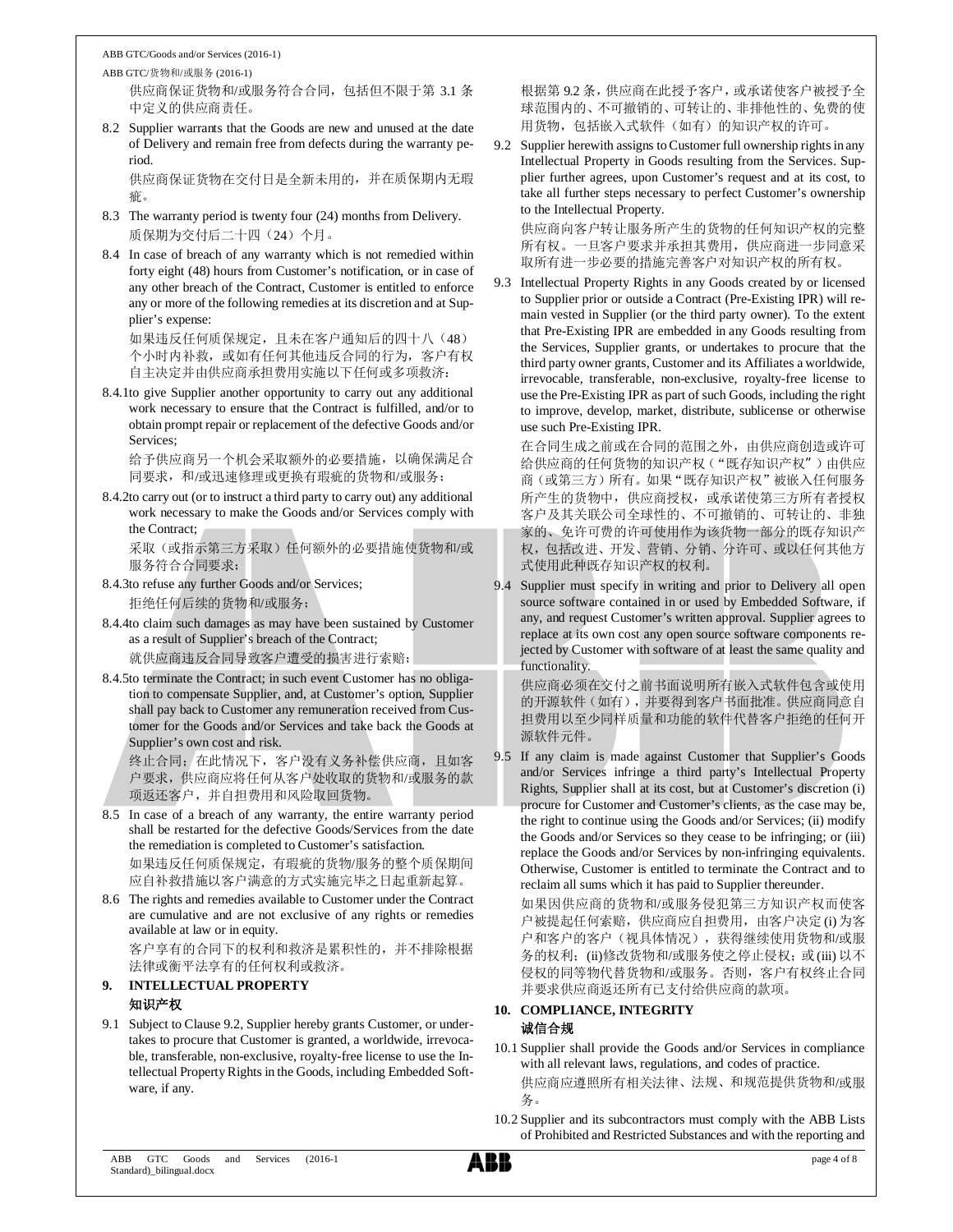供应商保证货物和/或服务符合合同，包括但不限于第 3.1 条中定义的供应商责任。

8.2 Supplier warrants that the Goods are new and unused at the date of Delivery and remain free from defects during the warranty period.

供应商保证货物在交付日是全新未用的，并在质保期内无瑕疵。

8.3 The warranty period is twenty four (24) months from Delivery.

质保期为交付后二十四（24）个月。

8.4 In case of breach of any warranty which is not remedied within forty eight (48) hours from Customer's notification, or in case of any other breach of the Contract, Customer is entitled to enforce any or more of the following remedies at its discretion and at Supplier's expense:

如果违反任何质保规定，且未在客户通知后的四十八（48）个小时内补救，或如有任何其他违反合同的行为，客户有权自主决定并由供应商承担费用实施以下任何或多项救济：

8.4.1 to give Supplier another opportunity to carry out any additional work necessary to ensure that the Contract is fulfilled, and/or to obtain prompt repair or replacement of the defective Goods and/or Services;

给予供应商另一个机会采取额外的必要措施，以确保满足合同要求，和/或迅速修理或更换有瑕疵的货物和/或服务；

8.4.2 to carry out (or to instruct a third party to carry out) any additional work necessary to make the Goods and/or Services comply with the Contract;

采取（或指示第三方采取）任何额外的必要措施使货物和/或服务符合合同要求；

8.4.3 to refuse any further Goods and/or Services;

拒绝任何后续的货物和/或服务；

8.4.4 to claim such damages as may have been sustained by Customer as a result of Supplier's breach of the Contract;

就供应商违反合同导致客户遭受的损害进行索赔；

8.4.5 to terminate the Contract; in such event Customer has no obligation to compensate Supplier, and, at Customer's option, Supplier shall pay back to Customer any remuneration received from Customer for the Goods and/or Services and take back the Goods at Supplier's own cost and risk.

终止合同；在此情况下，客户没有义务补偿供应商，且如客户要求，供应商应将任何从客户处收取的货物和/或服务的款项返还客户，并自担费用和风险取回货物。

8.5 In case of a breach of any warranty, the entire warranty period shall be restarted for the defective Goods/Services from the date the remediation is completed to Customer's satisfaction.

如果违反任何质保规定，有瑕疵的货物/服务的整个质保期间应自补救措施以客户满意的方式实施完毕之日起重新起算。

8.6 The rights and remedies available to Customer under the Contract are cumulative and are not exclusive of any rights or remedies available at law or in equity.

客户享有的合同下的权利和救济是累积性的，并不排除根据法律或衡平法享有的任何权利或救济。

## 9. INTELLECTUAL PROPERTY
## 知识产权

9.1 Subject to Clause 9.2, Supplier hereby grants Customer, or undertakes to procure that Customer is granted, a worldwide, irrevocable, transferable, non-exclusive, royalty-free license to use the Intellectual Property Rights in the Goods, including Embedded Software, if any.

根据第 9.2 条，供应商在此授予客户，或承诺使客户被授予全球范围内的、不可撤销的、可转让的、非排他性的、免费的使用货物，包括嵌入式软件（如有）的知识产权的许可。

9.2 Supplier herewith assigns to Customer full ownership rights in any Intellectual Property in Goods resulting from the Services. Supplier further agrees, upon Customer's request and at its cost, to take all further steps necessary to perfect Customer's ownership to the Intellectual Property.

供应商向客户转让服务所产生的货物的任何知识产权的完整所有权。一旦客户要求并承担其费用，供应商进一步同意采取所有进一步必要的措施完善客户对知识产权的所有权。

9.3 Intellectual Property Rights in any Goods created by or licensed to Supplier prior or outside a Contract (Pre-Existing IPR) will remain vested in Supplier (or the third party owner). To the extent that Pre-Existing IPR are embedded in any Goods resulting from the Services, Supplier grants, or undertakes to procure that the third party owner grants, Customer and its Affiliates a worldwide, irrevocable, transferable, non-exclusive, royalty-free license to use the Pre-Existing IPR as part of such Goods, including the right to improve, develop, market, distribute, sublicense or otherwise use such Pre-Existing IPR.

在合同生成之前或在合同的范围之外，由供应商创造或许可给供应商的任何货物的知识产权（"既存知识产权"）由供应商（或第三方）所有。如果"既存知识产权"被嵌入任何服务所产生的货物中，供应商授权，或承诺使第三方所有者授权客户及其关联公司全球性的、不可撤销的、可转让的、非独家的、免使用费的许可使用作为该货物一部分的既存知识产权，包括改进、开发、营销、分销、分许可、或以任何其他方式使用此种既存知识产权的权利。

9.4 Supplier must specify in writing and prior to Delivery all open source software contained in or used by Embedded Software, if any, and request Customer's written approval. Supplier agrees to replace at its own cost any open source software components rejected by Customer with software of at least the same quality and functionality.

供应商必须在交付之前书面说明所有嵌入式软件包含或使用的开源软件（如有），并要得到客户书面批准。供应商同意自担费用以至少同样质量和功能的软件代替客户拒绝的任何开源软件元件。

9.5 If any claim is made against Customer that Supplier's Goods and/or Services infringe a third party's Intellectual Property Rights, Supplier shall at its cost, but at Customer's discretion (i) procure for Customer and Customer's clients, as the case may be, the right to continue using the Goods and/or Services; (ii) modify the Goods and/or Services so they cease to be infringing; or (iii) replace the Goods and/or Services by non-infringing equivalents. Otherwise, Customer is entitled to terminate the Contract and to reclaim all sums which it has paid to Supplier thereunder.

如果因供应商的货物和/或服务侵犯第三方知识产权而使客户被提起任何索赔，供应商应自担费用，由客户决定 (i) 为客户和客户的客户（视具体情况），获得继续使用货物和/或服务的权利；(ii)修改货物和/或服务使之停止侵权；或 (iii) 以不侵权的同等物代替货物和/或服务。否则，客户有权终止合同并要求供应商返还所有已支付给供应商的款项。

## 10. COMPLIANCE, INTEGRITY
## 诚信合规

10.1 Supplier shall provide the Goods and/or Services in compliance with all relevant laws, regulations, and codes of practice.

供应商应遵照所有相关法律、法规、和规范提供货物和/或服务。

10.2 Supplier and its subcontractors must comply with the ABB Lists of Prohibited and Restricted Substances and with the reporting and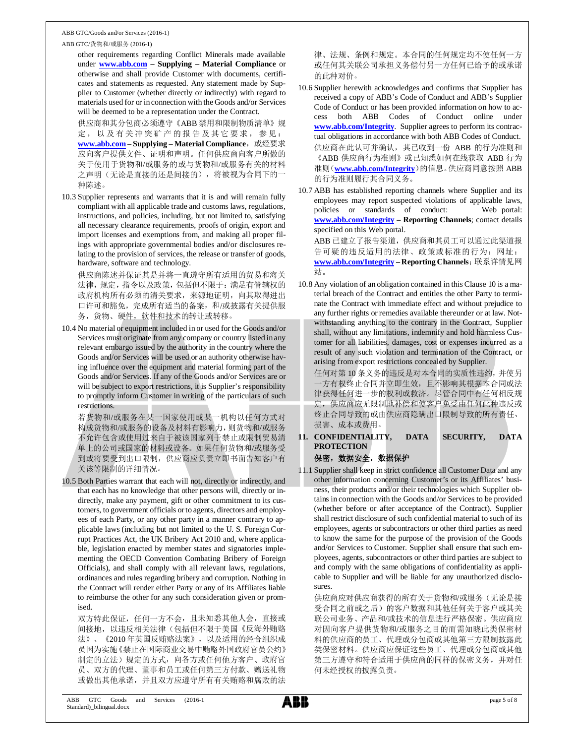other requirements regarding Conflict Minerals made available under **www.abb.com – Supplying – Material Compliance** or otherwise and shall provide Customer with documents, certificates and statements as requested. Any statement made by Supplier to Customer (whether directly or indirectly) with regard to materials used for or in connection with the Goods and/or Services will be deemed to be a representation under the Contract.

供应商和其分包商必须遵守《ABB 禁用和限制物质清单》规定，以及有关冲突矿产的报告及其它要求，参见：**www.abb.com – Supplying – Material Compliance**，或经要求应向客户提供文件、证明和声明。任何供应商向客户所做的关于使用于货物和/或服务的或与货物和/或服务有关的材料之声明（无论是直接的还是间接的），将被视为合同下的一种陈述。

10.3 Supplier represents and warrants that it is and will remain fully compliant with all applicable trade and customs laws, regulations, instructions, and policies, including, but not limited to, satisfying all necessary clearance requirements, proofs of origin, export and import licenses and exemptions from, and making all proper filings with appropriate governmental bodies and/or disclosures relating to the provision of services, the release or transfer of goods, hardware, software and technology.

供应商陈述并保证其是并将一直遵守所有适用的贸易和海关法律，规定，指令以及政策，包括但不限于：满足有管辖权的政府机构所有必须的清关要求，来源地证明，向其取得进出口许可和豁免，完成所有适当的备案，和/或披露有关提供服务，货物、硬件，软件和技术的转让或转移。

10.4 No material or equipment included in or used for the Goods and/or Services must originate from any company or country listed in any relevant embargo issued by the authority in the country where the Goods and/or Services will be used or an authority otherwise having influence over the equipment and material forming part of the Goods and/or Services. If any of the Goods and/or Services are or will be subject to export restrictions, it is Supplier's responsibility to promptly inform Customer in writing of the particulars of such restrictions.

若货物和/或服务在某一国家使用或某一机构以任何方式对构成货物和/或服务的设备及材料有影响力，则货物和/或服务不允许包含或使用过来自于被该国家列于禁止或限制贸易清单上的公司或国家的材料或设备。如果任何货物和/或服务受到或将要受到出口限制，供应商应负责立即书面告知客户有关该等限制的详细情况。

10.5 Both Parties warrant that each will not, directly or indirectly, and that each has no knowledge that other persons will, directly or indirectly, make any payment, gift or other commitment to its customers, to government officials or to agents, directors and employees of each Party, or any other party in a manner contrary to applicable laws (including but not limited to the U. S. Foreign Corrupt Practices Act, the UK Bribery Act 2010 and, where applicable, legislation enacted by member states and signatories implementing the OECD Convention Combating Bribery of Foreign Officials), and shall comply with all relevant laws, regulations, ordinances and rules regarding bribery and corruption. Nothing in the Contract will render either Party or any of its Affiliates liable to reimburse the other for any such consideration given or promised.

双方特此保证，任何一方不会，且未知悉其他人会，直接或间接地，以违反相关法律（包括但不限于美国《反海外贿赂法》、《2010 年英国反贿赂法案》，以及适用的经合组织成员国为实施《禁止在国际商业交易中贿赂外国政府官员公约》制定的立法）规定的方式，向各方或任何他方客户、政府官员、双方的代理、董事和员工或任何第三方付款、赠送礼物或做出其他承诺，并且双方应遵守所有有关贿赂和腐败的法律、法规、条例和规定。本合同的任何规定均不使任何一方或任何其关联公司承担义务偿付另一方任何已给予的或承诺的此种对价。

10.6 Supplier herewith acknowledges and confirms that Supplier has received a copy of ABB's Code of Conduct and ABB's Supplier Code of Conduct or has been provided information on how to access both ABB Codes of Conduct online under **www.abb.com/Integrity**. Supplier agrees to perform its contractual obligations in accordance with both ABB Codes of Conduct.

供应商在此认可并确认，其已收到一份 ABB 的行为准则和《ABB 供应商行为准则》或已知悉如何在线获取 ABB 行为准则（**www.abb.com/Integrity**）的信息。供应商同意按照 ABB 的行为准则履行其合同义务。

10.7 ABB has established reporting channels where Supplier and its employees may report suspected violations of applicable laws, policies or standards of conduct: Web portal: **www.abb.com/Integrity – Reporting Channels**; contact details specified on this Web portal.

ABB 已建立了报告渠道，供应商和其员工可以通过此渠道报告可疑的违反适用的法律、政策或标准的行为：网址：**www.abb.com/Integrity – Reporting Channels**；联系详情见网站。

10.8 Any violation of an obligation contained in this Clause 10 is a material breach of the Contract and entitles the other Party to terminate the Contract with immediate effect and without prejudice to any further rights or remedies available thereunder or at law. Notwithstanding anything to the contrary in the Contract, Supplier shall, without any limitations, indemnify and hold harmless Customer for all liabilities, damages, cost or expenses incurred as a result of any such violation and termination of the Contract, or arising from export restrictions concealed by Supplier.

任何对第 10 条义务的违反是对本合同的实质性违约，并使另一方有权终止合同并立即生效，且不影响其根据本合同或法律获得任何进一步的权利或救济。尽管合同中有任何相反规定，供应商应无限制地补偿和使客户免受由任何此种违反或终止合同导致的或由供应商隐瞒出口限制导致的所有责任、损害、成本或费用。

## 11. CONFIDENTIALITY, DATA SECURITY, DATA PROTECTION
## 保密，数据安全，数据保护

11.1 Supplier shall keep in strict confidence all Customer Data and any other information concerning Customer's or its Affiliates' business, their products and/or their technologies which Supplier obtains in connection with the Goods and/or Services to be provided (whether before or after acceptance of the Contract). Supplier shall restrict disclosure of such confidential material to such of its employees, agents or subcontractors or other third parties as need to know the same for the purpose of the provision of the Goods and/or Services to Customer. Supplier shall ensure that such employees, agents, subcontractors or other third parties are subject to and comply with the same obligations of confidentiality as applicable to Supplier and will be liable for any unauthorized disclosures.

供应商应对供应商获得的所有关于货物和/或服务（无论是接受合同之前或之后）的客户数据和其他任何关于客户或其关联公司业务、产品和/或技术的信息进行严格保密。供应商应对因向客户提供货物和/或服务之目的而需知晓此类保密材料的供应商的员工、代理或分包商或其他第三方限制披露此类保密材料。供应商应保证这些员工、代理或分包商或其他第三方遵守和符合适用于供应商的同样的保密义务，并对任何未经授权的披露负责。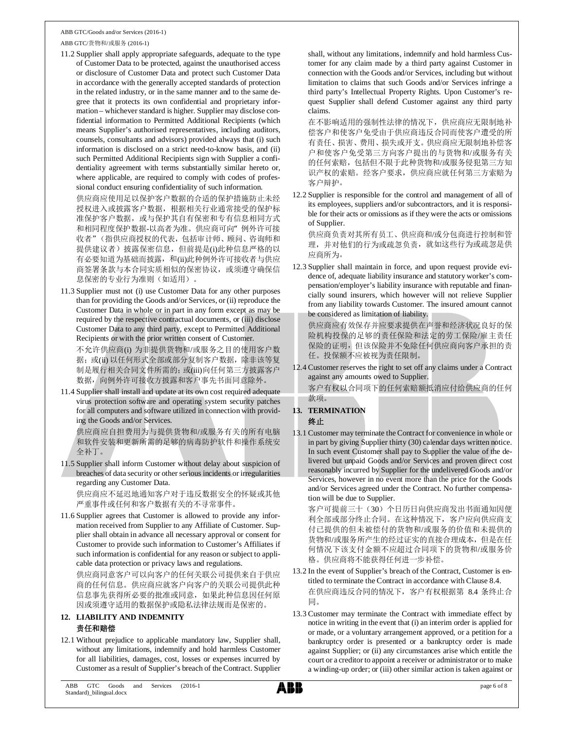11.2 Supplier shall apply appropriate safeguards, adequate to the type of Customer Data to be protected, against the unauthorised access or disclosure of Customer Data and protect such Customer Data in accordance with the generally accepted standards of protection in the related industry, or in the same manner and to the same degree that it protects its own confidential and proprietary information – whichever standard is higher. Supplier may disclose confidential information to Permitted Additional Recipients (which means Supplier's authorised representatives, including auditors, counsels, consultants and advisors) provided always that (i) such information is disclosed on a strict need-to-know basis, and (ii) such Permitted Additional Recipients sign with Supplier a confidentiality agreement with terms substantially similar hereto or, where applicable, are required to comply with codes of professional conduct ensuring confidentiality of such information.

供应商应使用足以保护客户数据的合适的保护措施防止未经授权进入或披露客户数据，根据相关行业通常接受的保护标准保护客户数据，或与保护其自有保密和专有信息相同方式和相同程度保护数据-以高者为准。供应商可向"例外许可接收者"（指供应商授权的代表，包括审计师、顾问、咨询师和提供建议者）披露保密信息，但前提是(i)此种信息严格的以有必要知道为基础而披露，和(ii)此种例外许可接收者与供应商签署条款与本合同实质相似的保密协议，或须遵守确保信息保密的专业行为准则（如适用）。

11.3 Supplier must not (i) use Customer Data for any other purposes than for providing the Goods and/or Services, or (ii) reproduce the Customer Data in whole or in part in any form except as may be required by the respective contractual documents, or (iii) disclose Customer Data to any third party, except to Permitted Additional Recipients or with the prior written consent of Customer.

不允许供应商(i) 为非提供货物和/或服务之目的使用客户数据；或(ii) 以任何形式全部或部分复制客户数据，除非该等复制是履行相关合同文件所需的；或(iii)向任何第三方披露客户数据，向例外许可接收方披露和客户事先书面同意除外。

11.4 Supplier shall install and update at its own cost required adequate virus protection software and operating system security patches for all computers and software utilized in connection with providing the Goods and/or Services.

供应商应自担费用为与提供货物和/或服务有关的所有电脑和软件安装和更新所需的足够的病毒防护软件和操作系统安全补丁。

11.5 Supplier shall inform Customer without delay about suspicion of breaches of data security or other serious incidents or irregularities regarding any Customer Data.

供应商应不延迟地通知客户对于违反数据安全的怀疑或其他严重事件或任何和客户数据有关的不寻常事件。

11.6 Supplier agrees that Customer is allowed to provide any information received from Supplier to any Affiliate of Customer. Supplier shall obtain in advance all necessary approval or consent for Customer to provide such information to Customer's Affiliates if such information is confidential for any reason or subject to applicable data protection or privacy laws and regulations.

供应商同意客户可以向客户的任何关联公司提供来自于供应商的任何信息。供应商应就客户向客户的关联公司提供此种信息事先获得所必要的批准或同意，如果此种信息因任何原因或须遵守适用的数据保护或隐私法律法规而是保密的。

## 12. LIABILITY AND INDEMNITY
## 责任和赔偿

12.1 Without prejudice to applicable mandatory law, Supplier shall, without any limitations, indemnify and hold harmless Customer for all liabilities, damages, cost, losses or expenses incurred by Customer as a result of Supplier's breach of the Contract. Supplier shall, without any limitations, indemnify and hold harmless Customer for any claim made by a third party against Customer in connection with the Goods and/or Services, including but without limitation to claims that such Goods and/or Services infringe a third party's Intellectual Property Rights. Upon Customer's request Supplier shall defend Customer against any third party claims.

在不影响适用的强制性法律的情况下，供应商应无限制地补偿客户和使客户免受由于供应商违反合同而使客户遭受的所有责任、损害、费用、损失或开支。供应商应无限制地补偿客户和使客户免受第三方向客户提出的与货物和/或服务有关的任何索赔，包括但不限于此种货物和/或服务侵犯第三方知识产权的索赔。经客户要求，供应商应就任何第三方索赔为客户辩护。

12.2 Supplier is responsible for the control and management of all of its employees, suppliers and/or subcontractors, and it is responsible for their acts or omissions as if they were the acts or omissions of Supplier.

供应商负责对其所有员工、供应商和/或分包商进行控制和管理，并对他们的行为或疏忽负责，就如这些行为或疏忽是供应商所为。

12.3 Supplier shall maintain in force, and upon request provide evidence of, adequate liability insurance and statutory worker's compensation/employer's liability insurance with reputable and financially sound insurers, which however will not relieve Supplier from any liability towards Customer. The insured amount cannot be considered as limitation of liability.

供应商应有效保存并应要求提供在声誉和经济状况良好的保险机构投保的足够的责任保险和法定的劳工保险/雇主责任保险的证明，但该保险并不免除任何供应商向客户承担的责任。投保额不应被视为责任限制。

12.4 Customer reserves the right to set off any claims under a Contract against any amounts owed to Supplier.

客户有权以合同项下的任何索赔额抵消应付给供应商的任何款项。

## 13. TERMINATION
## 终止

13.1 Customer may terminate the Contract for convenience in whole or in part by giving Supplier thirty (30) calendar days written notice. In such event Customer shall pay to Supplier the value of the delivered but unpaid Goods and/or Services and proven direct cost reasonably incurred by Supplier for the undelivered Goods and/or Services, however in no event more than the price for the Goods and/or Services agreed under the Contract. No further compensation will be due to Supplier.

客户可提前三十（30）个日历日向供应商发出书面通知因便利全部或部分终止合同。在这种情况下，客户应向供应商支付已提供的但未被偿付的货物和/或服务的价值和未提供的货物和/或服务所产生的经过证实的直接合理成本，但是在任何情况下该支付金额不应超过合同项下的货物和/或服务价格。供应商将不能获得任何进一步补偿。

13.2 In the event of Supplier's breach of the Contract, Customer is entitled to terminate the Contract in accordance with Clause 8.4.

在供应商违反合同的情况下，客户有权根据第 8.4 条终止合同。

13.3 Customer may terminate the Contract with immediate effect by notice in writing in the event that (i) an interim order is applied for or made, or a voluntary arrangement approved, or a petition for a bankruptcy order is presented or a bankruptcy order is made against Supplier; or (ii) any circumstances arise which entitle the court or a creditor to appoint a receiver or administrator or to make a winding-up order; or (iii) other similar action is taken against or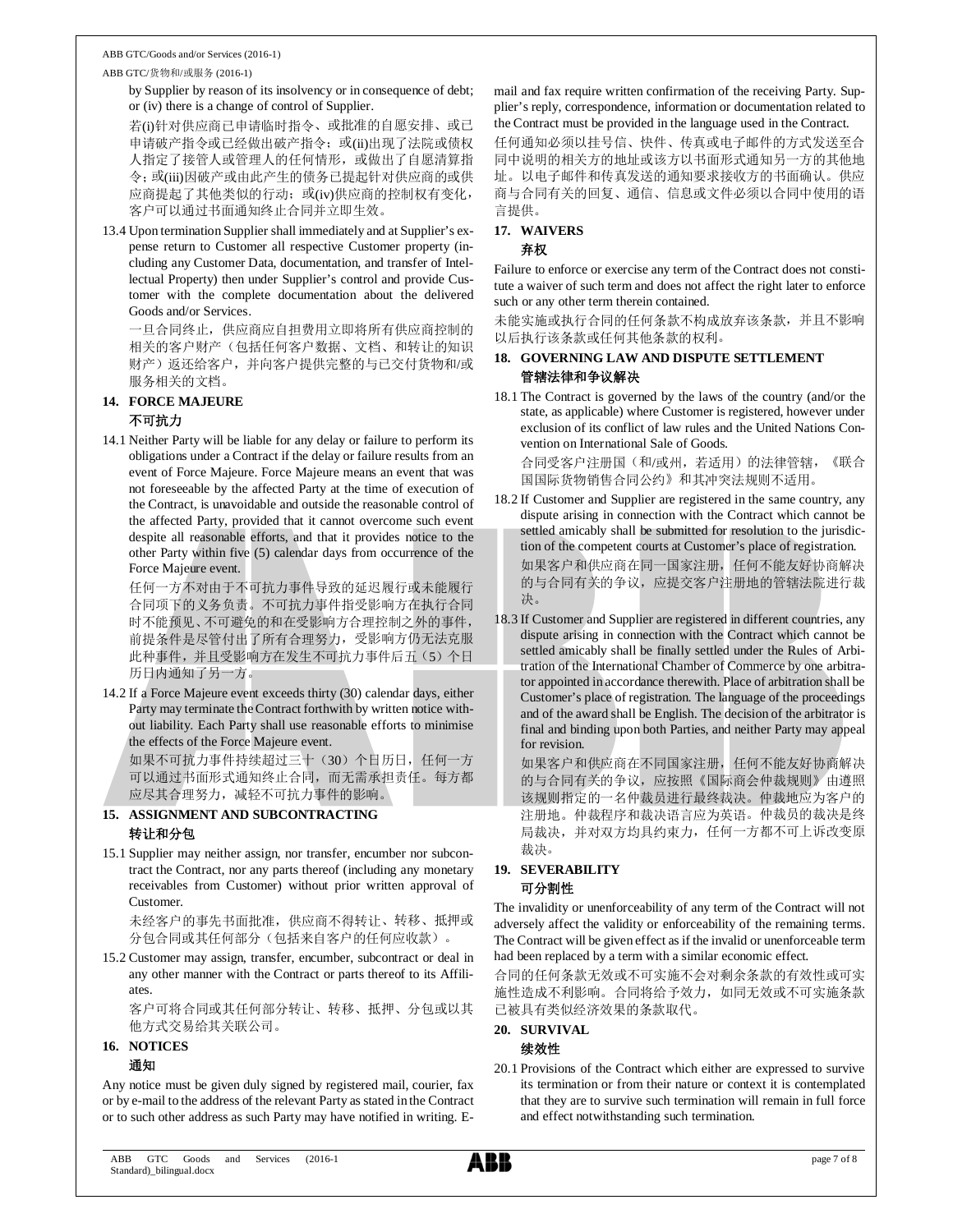by Supplier by reason of its insolvency or in consequence of debt; or (iv) there is a change of control of Supplier.

若(i)针对供应商已申请临时指令、或批准的自愿安排、或已申请破产指令或已经做出破产指令；或(ii)出现了法院或债权人指定了接管人或管理人的任何情形，或做出了自愿清算指令；或(iii)因破产或由此产生的债务已提起针对供应商的或供应商提起了其他类似的行动；或(iv)供应商的控制权有变化，客户可以通过书面通知终止合同并立即生效。

13.4 Upon termination Supplier shall immediately and at Supplier's expense return to Customer all respective Customer property (including any Customer Data, documentation, and transfer of Intellectual Property) then under Supplier's control and provide Customer with the complete documentation about the delivered Goods and/or Services.

一旦合同终止，供应商应自担费用立即将所有供应商控制的相关的客户财产（包括任何客户数据、文档、和转让的知识财产）返还给客户，并向客户提供完整的与已交付货物和/或服务相关的文档。

## 14. FORCE MAJEURE 不可抗力

14.1 Neither Party will be liable for any delay or failure to perform its obligations under a Contract if the delay or failure results from an event of Force Majeure. Force Majeure means an event that was not foreseeable by the affected Party at the time of execution of the Contract, is unavoidable and outside the reasonable control of the affected Party, provided that it cannot overcome such event despite all reasonable efforts, and that it provides notice to the other Party within five (5) calendar days from occurrence of the Force Majeure event.

任何一方不对由于不可抗力事件导致的延迟履行或未能履行合同项下的义务负责。不可抗力事件指受影响方在执行合同时不能预见、不可避免的和在受影响方合理控制之外的事件，前提条件是尽管付出了所有合理努力，受影响方仍无法克服此种事件，并且受影响方在发生不可抗力事件后五（5）个日历日内通知了另一方。

14.2 If a Force Majeure event exceeds thirty (30) calendar days, either Party may terminate the Contract forthwith by written notice without liability. Each Party shall use reasonable efforts to minimise the effects of the Force Majeure event.

如果不可抗力事件持续超过三十（30）个日历日，任何一方可以通过书面形式通知终止合同，而无需承担责任。每方都应尽其合理努力，减轻不可抗力事件的影响。

## 15. ASSIGNMENT AND SUBCONTRACTING 转让和分包

15.1 Supplier may neither assign, nor transfer, encumber nor subcontract the Contract, nor any parts thereof (including any monetary receivables from Customer) without prior written approval of Customer.

未经客户的事先书面批准，供应商不得转让、转移、抵押或分包合同或其任何部分（包括来自客户的任何应收款）。

15.2 Customer may assign, transfer, encumber, subcontract or deal in any other manner with the Contract or parts thereof to its Affiliates.

客户可将合同或其任何部分转让、转移、抵押、分包或以其他方式交易给其关联公司。

## 16. NOTICES 通知

Any notice must be given duly signed by registered mail, courier, fax or by e-mail to the address of the relevant Party as stated in the Contract or to such other address as such Party may have notified in writing. E-mail and fax require written confirmation of the receiving Party. Supplier's reply, correspondence, information or documentation related to the Contract must be provided in the language used in the Contract.

任何通知必须以挂号信、快件、传真或电子邮件的方式发送至合同中说明的相关方的地址或该方以书面形式通知另一方的其他地址。以电子邮件和传真发送的通知要求接收方的书面确认。供应商与合同有关的回复、通信、信息或文件必须以合同中使用的语言提供。

## 17. WAIVERS 弃权

Failure to enforce or exercise any term of the Contract does not constitute a waiver of such term and does not affect the right later to enforce such or any other term therein contained.

未能实施或执行合同的任何条款不构成放弃该条款，并且不影响以后执行该条款或任何其他条款的权利。

## 18. GOVERNING LAW AND DISPUTE SETTLEMENT 管辖法律和争议解决

18.1 The Contract is governed by the laws of the country (and/or the state, as applicable) where Customer is registered, however under exclusion of its conflict of law rules and the United Nations Convention on International Sale of Goods.

合同受客户注册国（和/或州，若适用）的法律管辖，《联合国国际货物销售合同公约》和其冲突法规则不适用。

18.2 If Customer and Supplier are registered in the same country, any dispute arising in connection with the Contract which cannot be settled amicably shall be submitted for resolution to the jurisdiction of the competent courts at Customer's place of registration.

如果客户和供应商在同一国家注册，任何不能友好协商解决的与合同有关的争议，应提交客户注册地的管辖法院进行裁决。

18.3 If Customer and Supplier are registered in different countries, any dispute arising in connection with the Contract which cannot be settled amicably shall be finally settled under the Rules of Arbitration of the International Chamber of Commerce by one arbitrator appointed in accordance therewith. Place of arbitration shall be Customer's place of registration. The language of the proceedings and of the award shall be English. The decision of the arbitrator is final and binding upon both Parties, and neither Party may appeal for revision.

如果客户和供应商在不同国家注册，任何不能友好协商解决的与合同有关的争议，应按照《国际商会仲裁规则》由遵照该规则指定的一名仲裁员进行最终裁决。仲裁地应为客户的注册地。仲裁程序和裁决语言应为英语。仲裁员的裁决是终局裁决，并对双方均具约束力，任何一方都不可上诉改变原裁决。

## 19. SEVERABILITY 可分割性

The invalidity or unenforceability of any term of the Contract will not adversely affect the validity or enforceability of the remaining terms. The Contract will be given effect as if the invalid or unenforceable term had been replaced by a term with a similar economic effect.

合同的任何条款无效或不可实施不会对剩余条款的有效性或可实施性造成不利影响。合同将给予效力，如同无效或不可实施条款已被具有类似经济效果的条款取代。

## 20. SURVIVAL 续效性

20.1 Provisions of the Contract which either are expressed to survive its termination or from their nature or context it is contemplated that they are to survive such termination will remain in full force and effect notwithstanding such termination.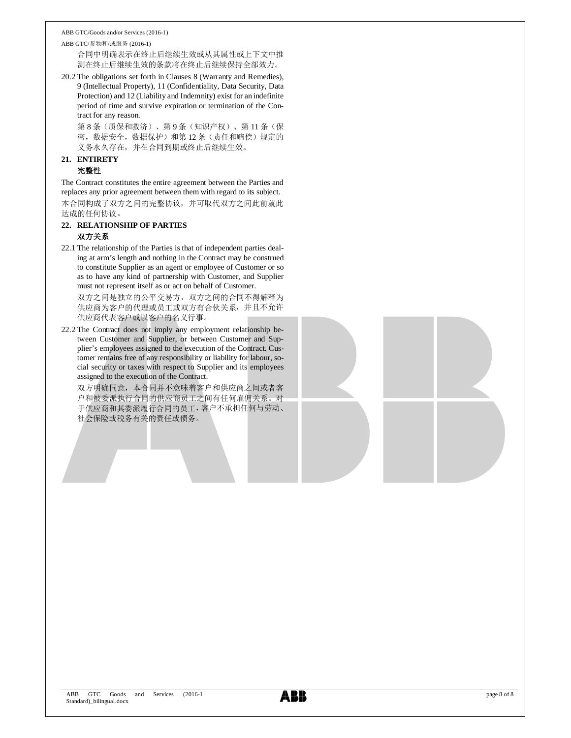合同中明确表示在终止后继续生效或从其属性或上下文中推测在终止后继续生效的条款将在终止后继续保持全部效力。

20.2 The obligations set forth in Clauses 8 (Warranty and Remedies), 9 (Intellectual Property), 11 (Confidentiality, Data Security, Data Protection) and 12 (Liability and Indemnity) exist for an indefinite period of time and survive expiration or termination of the Contract for any reason.

第 8 条（质保和救济）、第 9 条（知识产权）、第 11 条（保密，数据安全，数据保护）和第 12 条（责任和赔偿）规定的义务永久存在，并在合同到期或终止后继续生效。

## 21. ENTIRETY

## 完整性

The Contract constitutes the entire agreement between the Parties and replaces any prior agreement between them with regard to its subject.

本合同构成了双方之间的完整协议，并可取代双方之间此前就此达成的任何协议。

## 22. RELATIONSHIP OF PARTIES

## 双方关系

22.1 The relationship of the Parties is that of independent parties dealing at arm's length and nothing in the Contract may be construed to constitute Supplier as an agent or employee of Customer or so as to have any kind of partnership with Customer, and Supplier must not represent itself as or act on behalf of Customer.

双方之间是独立的公平交易方，双方之间的合同不得解释为供应商为客户的代理或员工或双方有合伙关系，并且不允许供应商代表客户或以客户的名义行事。

22.2 The Contract does not imply any employment relationship between Customer and Supplier, or between Customer and Supplier's employees assigned to the execution of the Contract. Customer remains free of any responsibility or liability for labour, social security or taxes with respect to Supplier and its employees assigned to the execution of the Contract.

双方明确同意，本合同并不意味着客户和供应商之间或者客户和被委派执行合同的供应商员工之间有任何雇佣关系。对于供应商和其委派履行合同的员工，客户不承担任何与劳动、社会保险或税务有关的责任或债务。